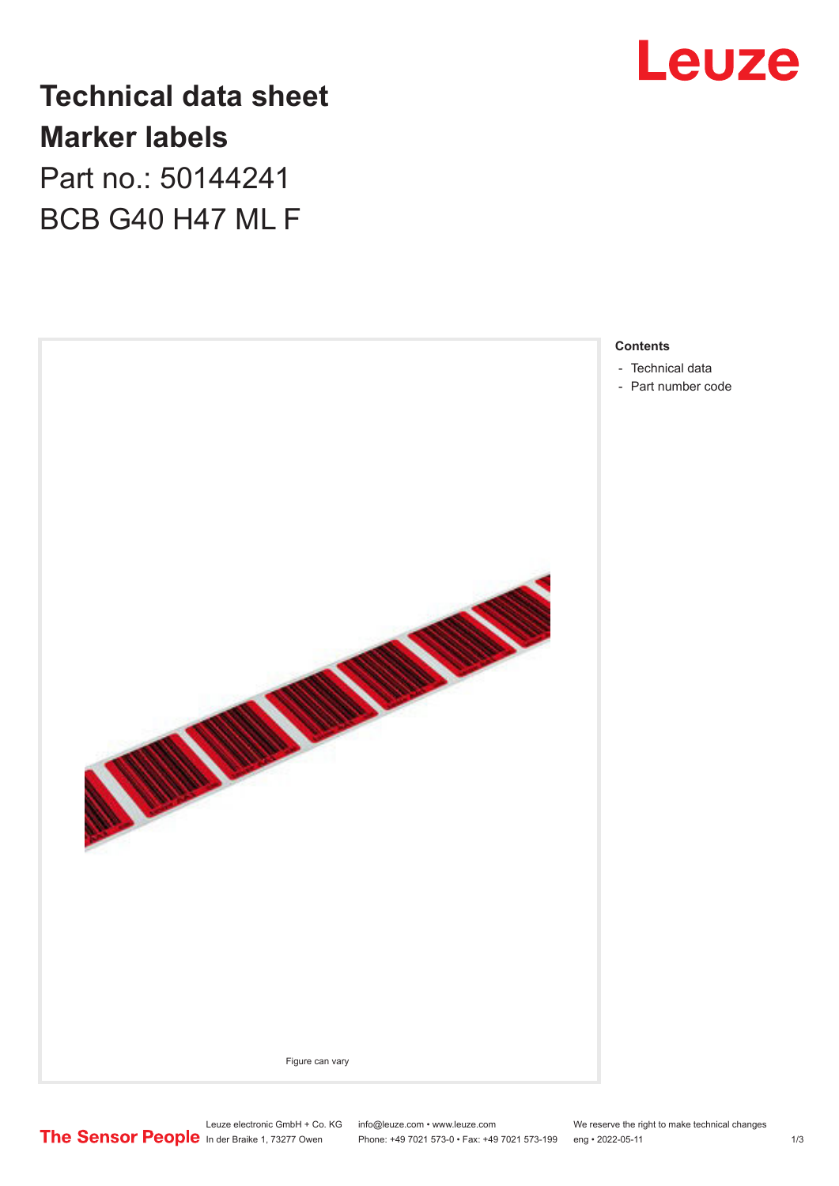# Technical data sheet

## Marker labels

Part no.: 50144241

BCB G40 H47 ML F

Figure can vary

**Contents**

- Technical data
- Part number code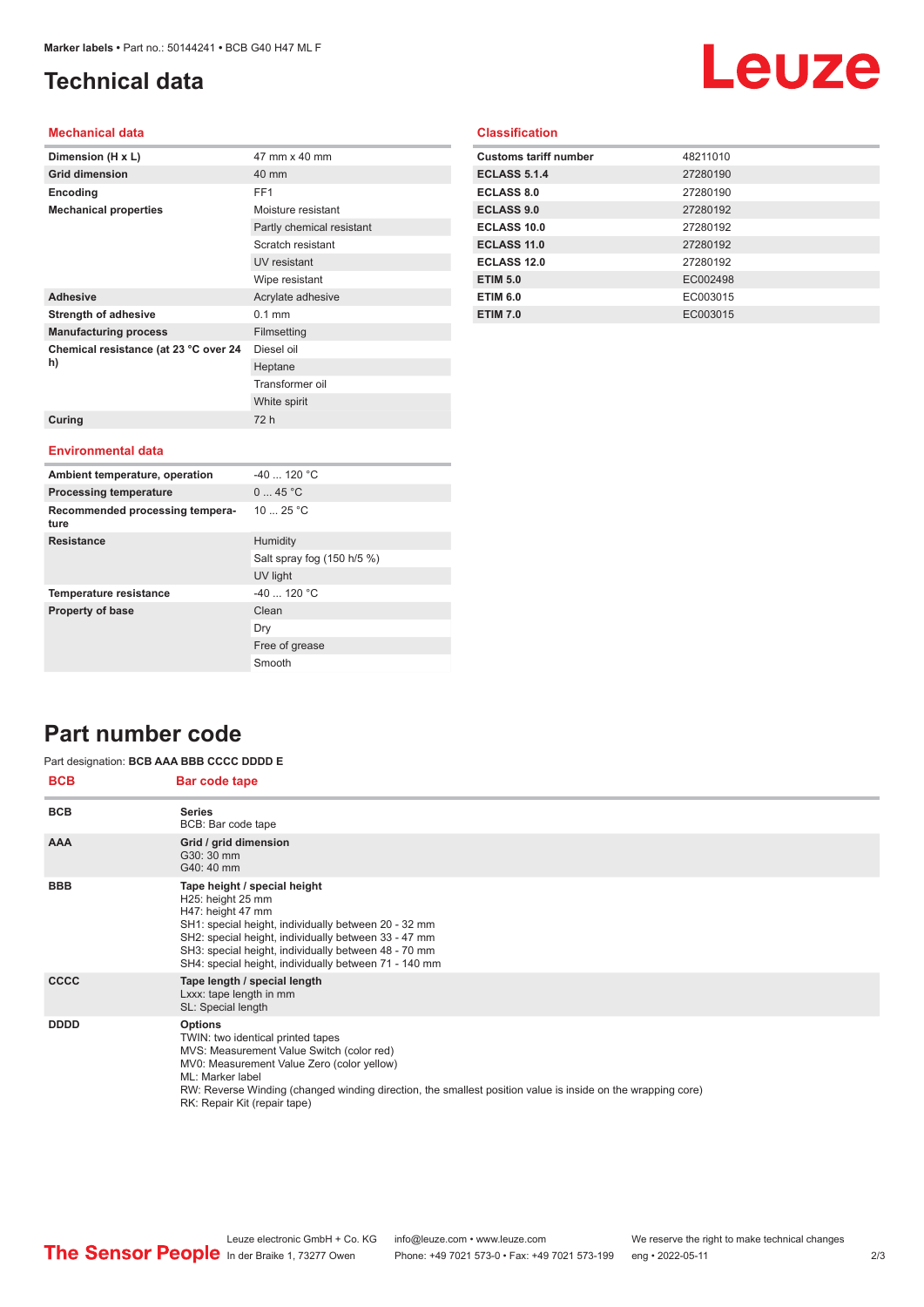# Technical data

## Mechanical data

| | |
|---|---|
| **Dimension (H x L)** | 47 mm x 40 mm |
| **Grid dimension** | 40 mm |
| **Encoding** | FF1 |
| **Mechanical properties** | Moisture resistant |
| | Partly chemical resistant |
| | Scratch resistant |
| | UV resistant |
| | Wipe resistant |
| **Adhesive** | Acrylate adhesive |
| **Strength of adhesive** | 0.1 mm |
| **Manufacturing process** | Filmsetting |
| **Chemical resistance (at 23 °C over 24 h)** | Diesel oil |
| | Heptane |
| | Transformer oil |
| | White spirit |
| **Curing** | 72 h |

## Environmental data

| | |
|---|---|
| **Ambient temperature, operation** | -40 ... 120 °C |
| **Processing temperature** | 0 ... 45 °C |
| **Recommended processing temperature** | 10 ... 25 °C |
| **Resistance** | Humidity |
| | Salt spray fog (150 h/5 %) |
| | UV light |
| **Temperature resistance** | -40 ... 120 °C |
| **Property of base** | Clean |
| | Dry |
| | Free of grease |
| | Smooth |

## Classification

| | |
|---|---|
| **Customs tariff number** | 48211010 |
| **ECLASS 5.1.4** | 27280190 |
| **ECLASS 8.0** | 27280190 |
| **ECLASS 9.0** | 27280192 |
| **ECLASS 10.0** | 27280192 |
| **ECLASS 11.0** | 27280192 |
| **ECLASS 12.0** | 27280192 |
| **ETIM 5.0** | EC002498 |
| **ETIM 6.0** | EC003015 |
| **ETIM 7.0** | EC003015 |

# Part number code

Part designation: **BCB AAA BBB CCCC DDDD E**

| BCB | Bar code tape |
|---|---|
| **BCB** | **Series**<br>BCB: Bar code tape |
| **AAA** | **Grid / grid dimension**<br>G30: 30 mm<br>G40: 40 mm |
| **BBB** | **Tape height / special height**<br>H25: height 25 mm<br>H47: height 47 mm<br>SH1: special height, individually between 20 - 32 mm<br>SH2: special height, individually between 33 - 47 mm<br>SH3: special height, individually between 48 - 70 mm<br>SH4: special height, individually between 71 - 140 mm |
| **CCCC** | **Tape length / special length**<br>Lxxx: tape length in mm<br>SL: Special length |
| **DDDD** | **Options**<br>TWIN: two identical printed tapes<br>MVS: Measurement Value Switch (color red)<br>MV0: Measurement Value Zero (color yellow)<br>ML: Marker label<br>RW: Reverse Winding (changed winding direction, the smallest position value is inside on the wrapping core)<br>RK: Repair Kit (repair tape) |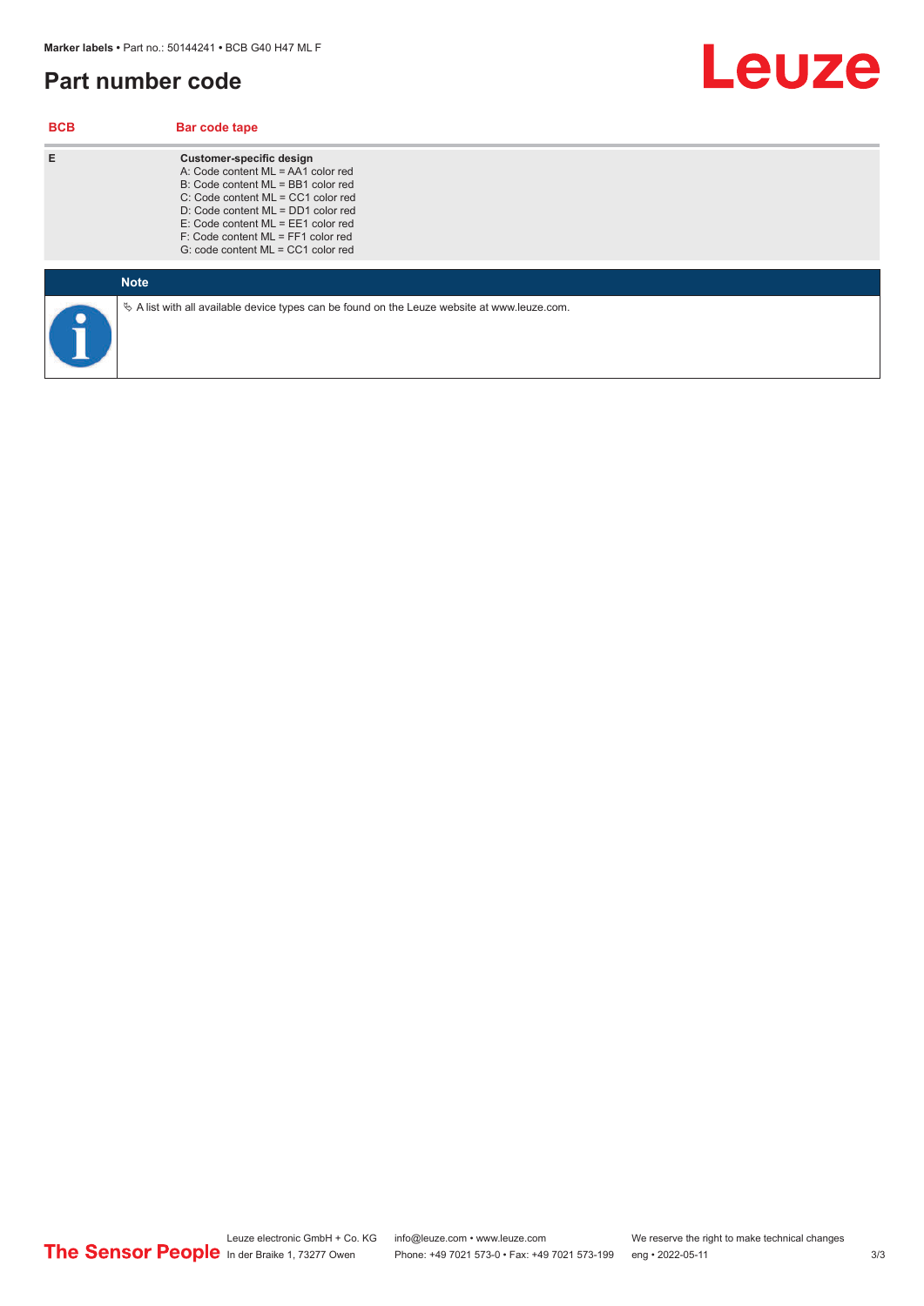## Part number code

| BCB | Bar code tape |
|---|---|
| E | **Customer-specific design**<br>A: Code content ML = AA1 color red<br>B: Code content ML = BB1 color red<br>C: Code content ML = CC1 color red<br>D: Code content ML = DD1 color red<br>E: Code content ML = EE1 color red<br>F: Code content ML = FF1 color red<br>G: code content ML = CC1 color red |

**Note**

✎ A list with all available device types can be found on the Leuze website at www.leuze.com.